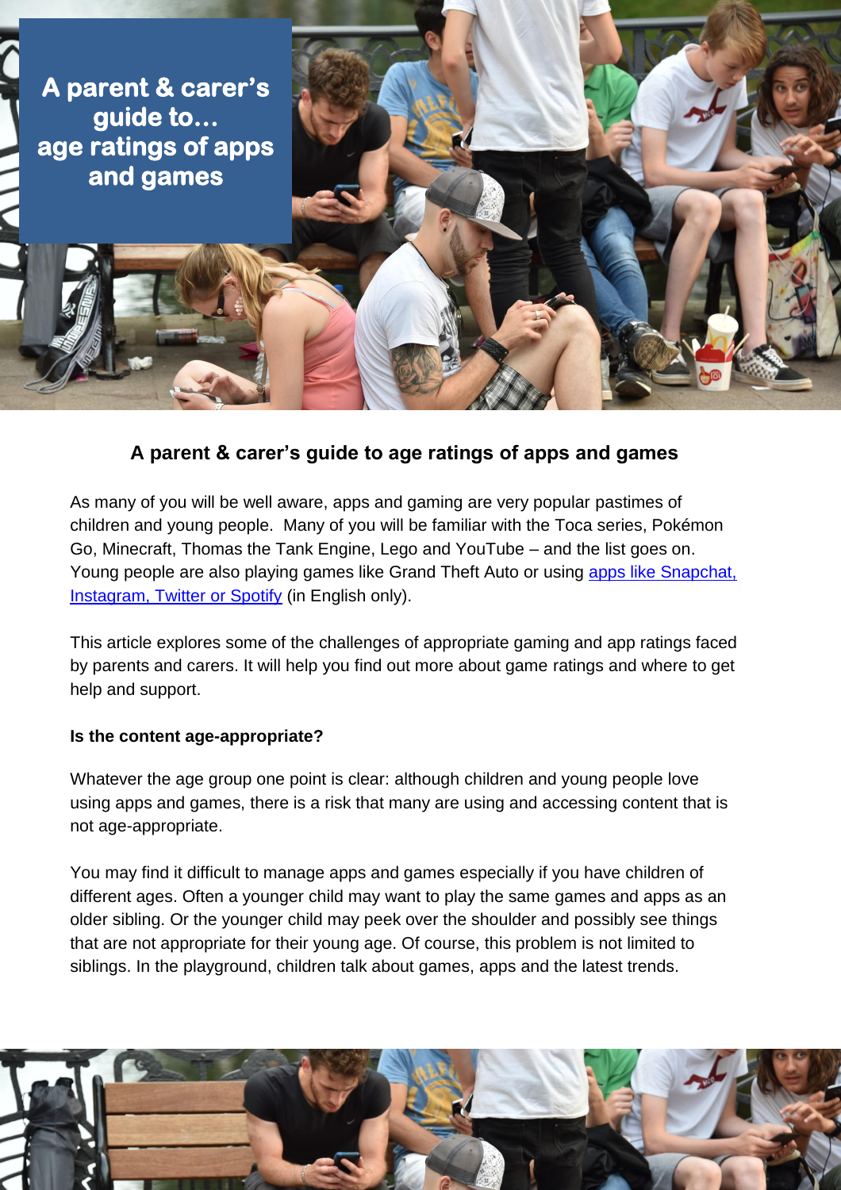# A parent & carer's guide to... age ratings of apps and games

## A parent & carer's guide to age ratings of apps and games

As many of you will be well aware, apps and gaming are very popular pastimes of children and young people. Many of you will be familiar with the Toca series, Pokémon Go, Minecraft, Thomas the Tank Engine, Lego and YouTube – and the list goes on. Young people are also playing games like Grand Theft Auto or using apps like Snapchat, Instagram, Twitter or Spotify (in English only).

This article explores some of the challenges of appropriate gaming and app ratings faced by parents and carers. It will help you find out more about game ratings and where to get help and support.

**Is the content age-appropriate?**

Whatever the age group one point is clear: although children and young people love using apps and games, there is a risk that many are using and accessing content that is not age-appropriate.

You may find it difficult to manage apps and games especially if you have children of different ages. Often a younger child may want to play the same games and apps as an older sibling. Or the younger child may peek over the shoulder and possibly see things that are not appropriate for their young age. Of course, this problem is not limited to siblings. In the playground, children talk about games, apps and the latest trends.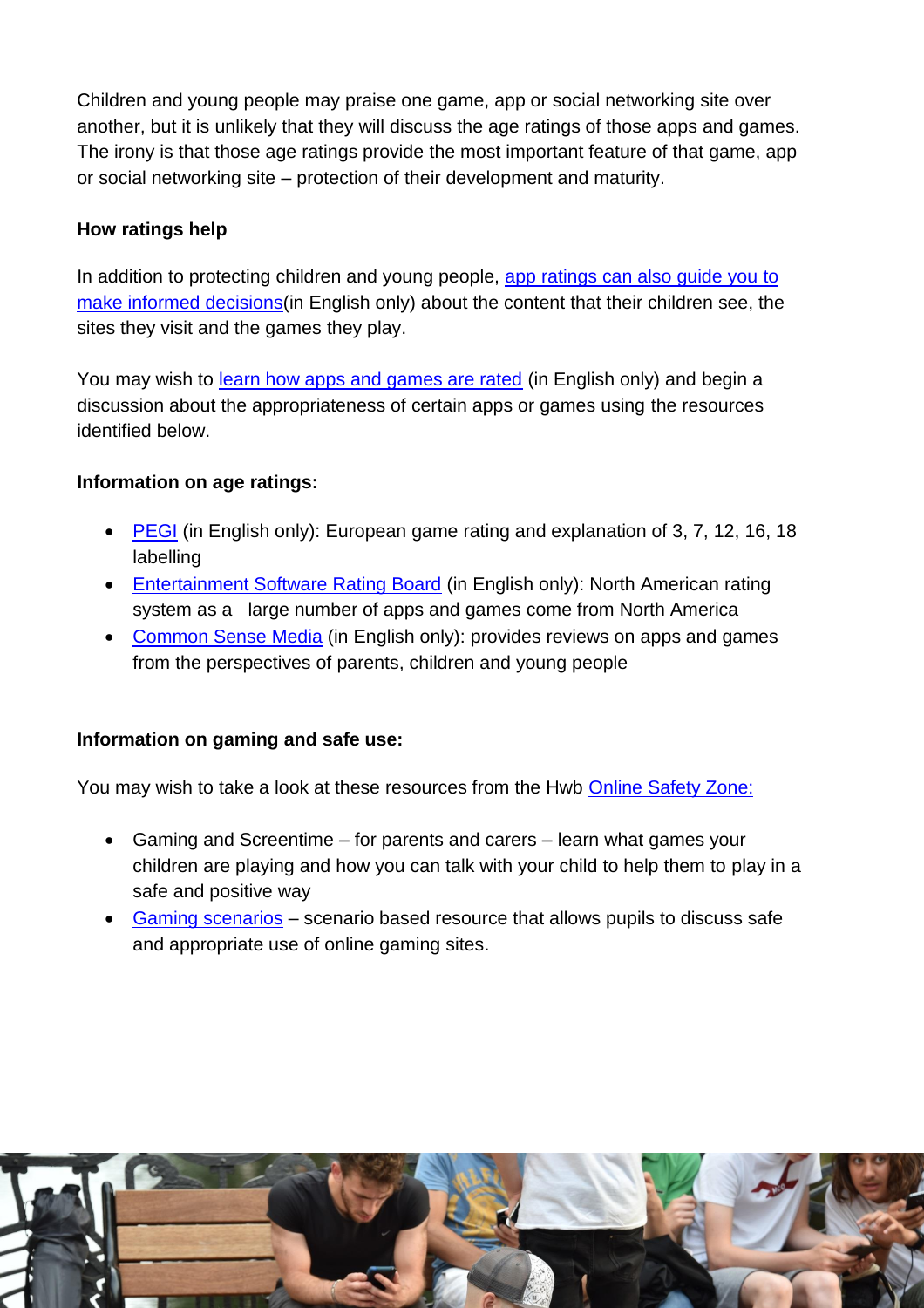Children and young people may praise one game, app or social networking site over another, but it is unlikely that they will discuss the age ratings of those apps and games. The irony is that those age ratings provide the most important feature of that game, app or social networking site – protection of their development and maturity.

**How ratings help**

In addition to protecting children and young people, app ratings can also guide you to make informed decisions(in English only) about the content that their children see, the sites they visit and the games they play.

You may wish to learn how apps and games are rated (in English only) and begin a discussion about the appropriateness of certain apps or games using the resources identified below.

**Information on age ratings:**

- PEGI (in English only): European game rating and explanation of 3, 7, 12, 16, 18 labelling
- Entertainment Software Rating Board (in English only): North American rating system as a large number of apps and games come from North America
- Common Sense Media (in English only): provides reviews on apps and games from the perspectives of parents, children and young people

**Information on gaming and safe use:**

You may wish to take a look at these resources from the Hwb Online Safety Zone:

- Gaming and Screentime – for parents and carers – learn what games your children are playing and how you can talk with your child to help them to play in a safe and positive way
- Gaming scenarios – scenario based resource that allows pupils to discuss safe and appropriate use of online gaming sites.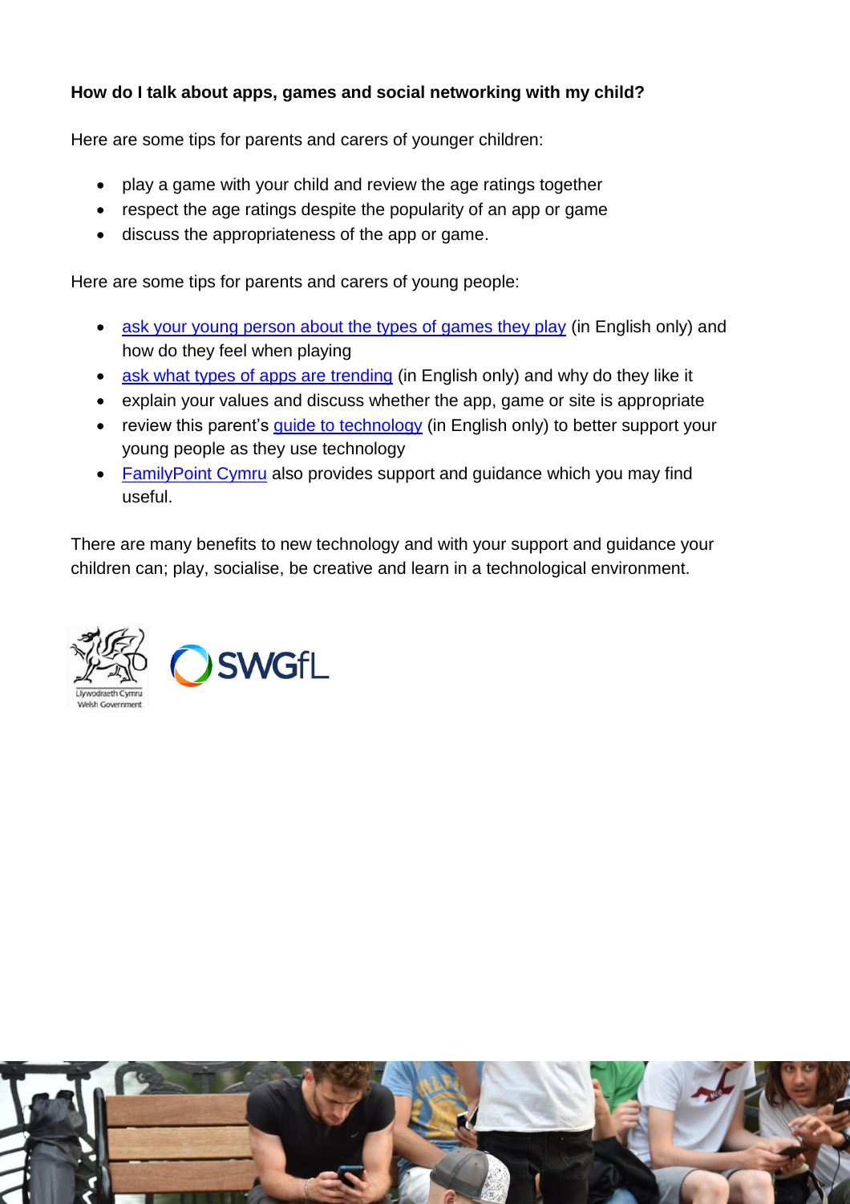**How do I talk about apps, games and social networking with my child?**

Here are some tips for parents and carers of younger children:

- play a game with your child and review the age ratings together
- respect the age ratings despite the popularity of an app or game
- discuss the appropriateness of the app or game.

Here are some tips for parents and carers of young people:

- ask your young person about the types of games they play (in English only) and how do they feel when playing
- ask what types of apps are trending (in English only) and why do they like it
- explain your values and discuss whether the app, game or site is appropriate
- review this parent's guide to technology (in English only) to better support your young people as they use technology
- FamilyPoint Cymru also provides support and guidance which you may find useful.

There are many benefits to new technology and with your support and guidance your children can; play, socialise, be creative and learn in a technological environment.

Llywodraeth Cymru
Welsh Government

SWGfL